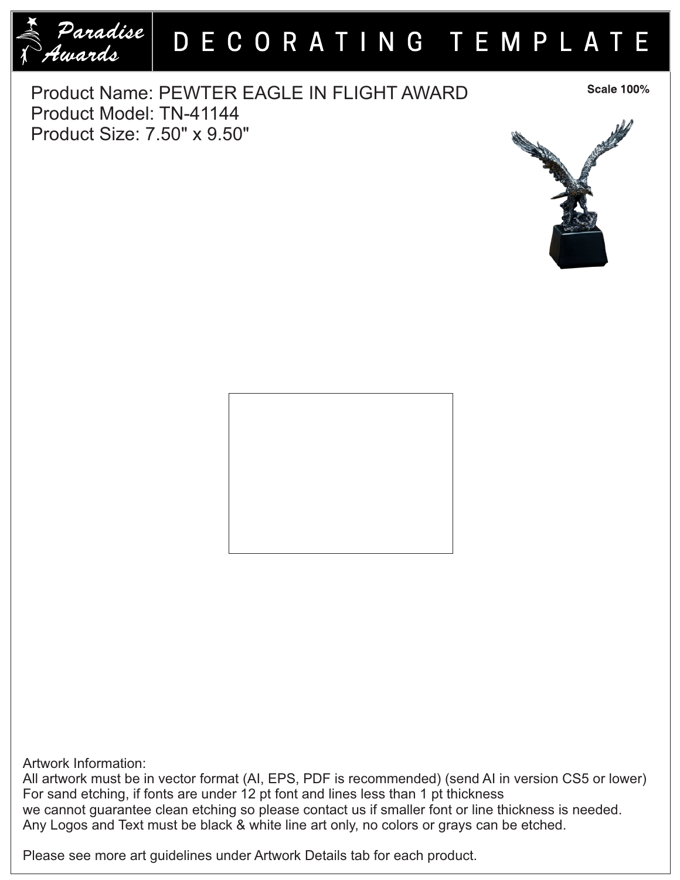# Paradise Awards — DECORATING TEMPLATE

Product Name: PEWTER EAGLE IN FLIGHT AWARD
Product Model: TN-41144
Product Size: 7.50" x 9.50"

**Scale 100%**

Artwork Information:
All artwork must be in vector format (AI, EPS, PDF is recommended) (send AI in version CS5 or lower)
For sand etching, if fonts are under 12 pt font and lines less than 1 pt thickness
we cannot guarantee clean etching so please contact us if smaller font or line thickness is needed.
Any Logos and Text must be black & white line art only, no colors or grays can be etched.

Please see more art guidelines under Artwork Details tab for each product.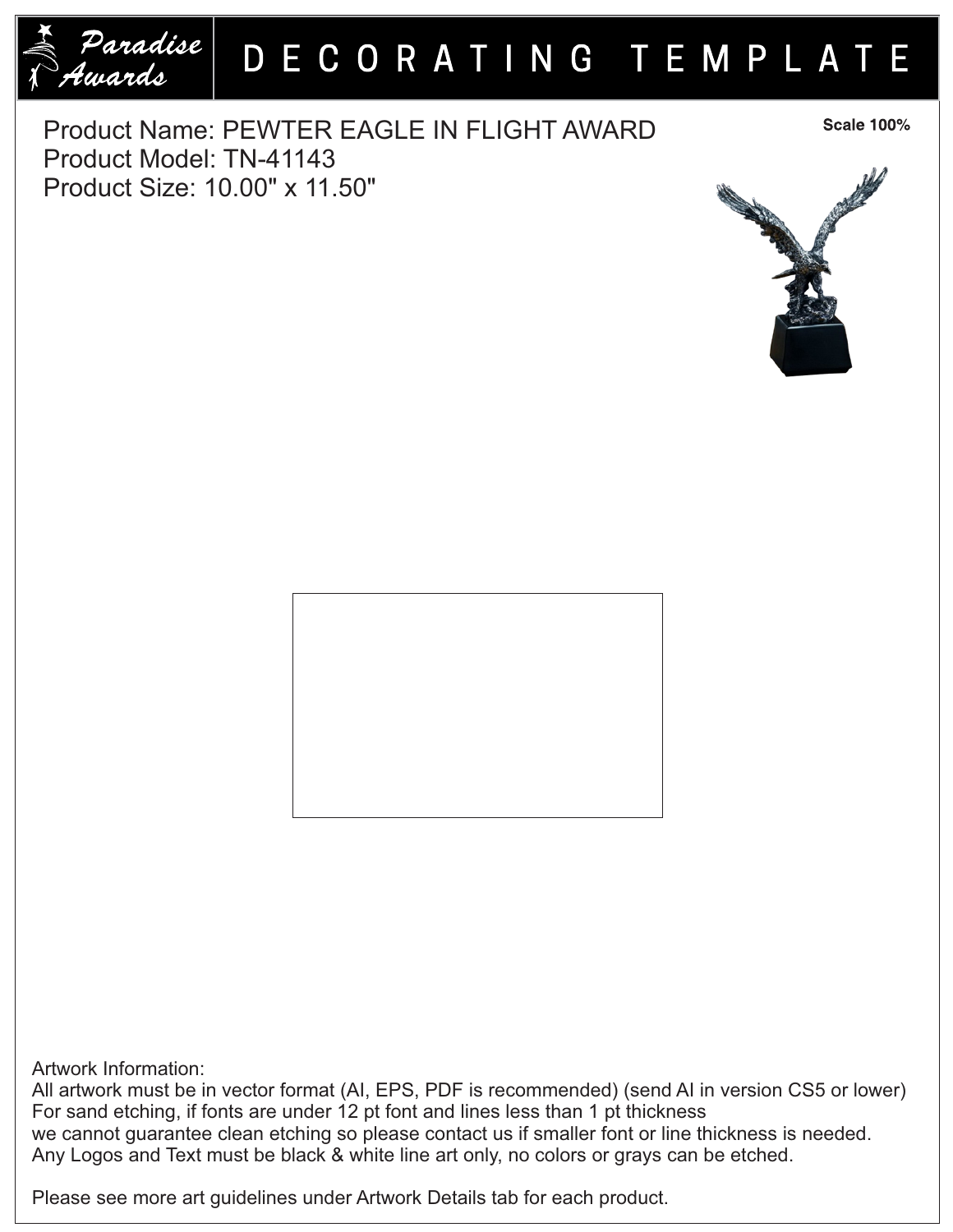# DECORATING TEMPLATE

Product Name: PEWTER EAGLE IN FLIGHT AWARD
Product Model: TN-41143
Product Size: 10.00" x 11.50"

**Scale 100%**

Artwork Information:
All artwork must be in vector format (AI, EPS, PDF is recommended) (send AI in version CS5 or lower)
For sand etching, if fonts are under 12 pt font and lines less than 1 pt thickness
we cannot guarantee clean etching so please contact us if smaller font or line thickness is needed.
Any Logos and Text must be black & white line art only, no colors or grays can be etched.

Please see more art guidelines under Artwork Details tab for each product.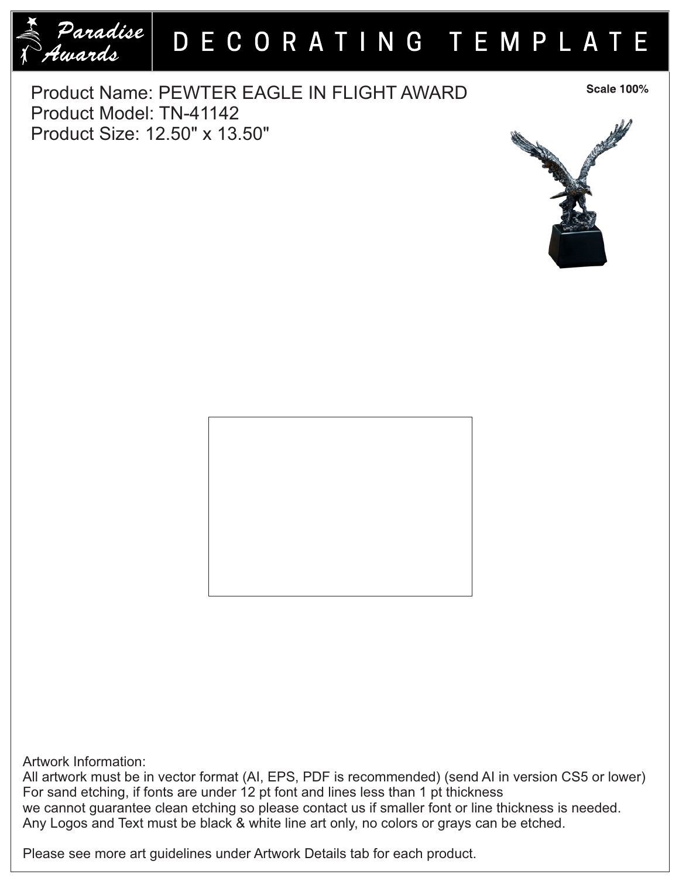# DECORATING TEMPLATE

Paradise Awards

Product Name: PEWTER EAGLE IN FLIGHT AWARD
Product Model: TN-41142
Product Size: 12.50" x 13.50"

**Scale 100%**

Artwork Information:
All artwork must be in vector format (AI, EPS, PDF is recommended) (send AI in version CS5 or lower)
For sand etching, if fonts are under 12 pt font and lines less than 1 pt thickness
we cannot guarantee clean etching so please contact us if smaller font or line thickness is needed.
Any Logos and Text must be black & white line art only, no colors or grays can be etched.

Please see more art guidelines under Artwork Details tab for each product.